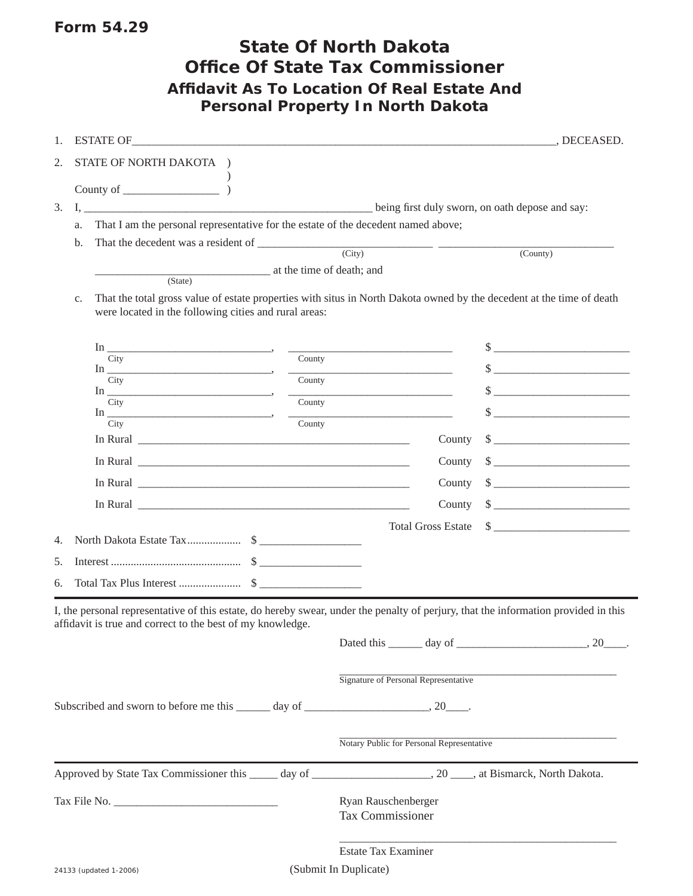Form 54.29

# State Of North Dakota
# Office Of State Tax Commissioner
## Affidavit As To Location Of Real Estate And Personal Property In North Dakota

1. ESTATE OF_______________________________________________________________________, DECEASED.

2. STATE OF NORTH DAKOTA )
   )
   County of ________________ )

3. I, __________________________________________________ being first duly sworn, on oath depose and say:

   a. That I am the personal representative for the estate of the decedent named above;

   b. That the decedent was a resident of ______________________________ ______________________________
      (City) (County)

      ______________________________ at the time of death; and
      (State)

   c. That the total gross value of estate properties with situs in North Dakota owned by the decedent at the time of death were located in the following cities and rural areas:

In ______________________________, ______________________________ $ ________________________
City County

In ______________________________, ______________________________ $ ________________________
City County

In ______________________________, ______________________________ $ ________________________
City County

In ______________________________, ______________________________ $ ________________________
City County

In Rural ______________________________________________ County $ ________________________

In Rural ______________________________________________ County $ ________________________

In Rural ______________________________________________ County $ ________________________

In Rural ______________________________________________ County $ ________________________

Total Gross Estate $ ________________________

4. North Dakota Estate Tax.................. $ _________________

5. Interest ............................................ $ _________________

6. Total Tax Plus Interest ..................... $ _________________

---

I, the personal representative of this estate, do hereby swear, under the penalty of perjury, that the information provided in this affidavit is true and correct to the best of my knowledge.

Dated this ______ day of ______________________, 20____.

_______________________________________________
Signature of Personal Representative

Subscribed and sworn to before me this ______ day of _____________________, 20____.

_______________________________________________
Notary Public for Personal Representative

---

Approved by State Tax Commissioner this _____ day of ____________________, 20 ____, at Bismarck, North Dakota.

Tax File No. ____________________________

Ryan Rauschenberger
Tax Commissioner

_______________________________________________
Estate Tax Examiner

24133 (updated 1-2006)

(Submit In Duplicate)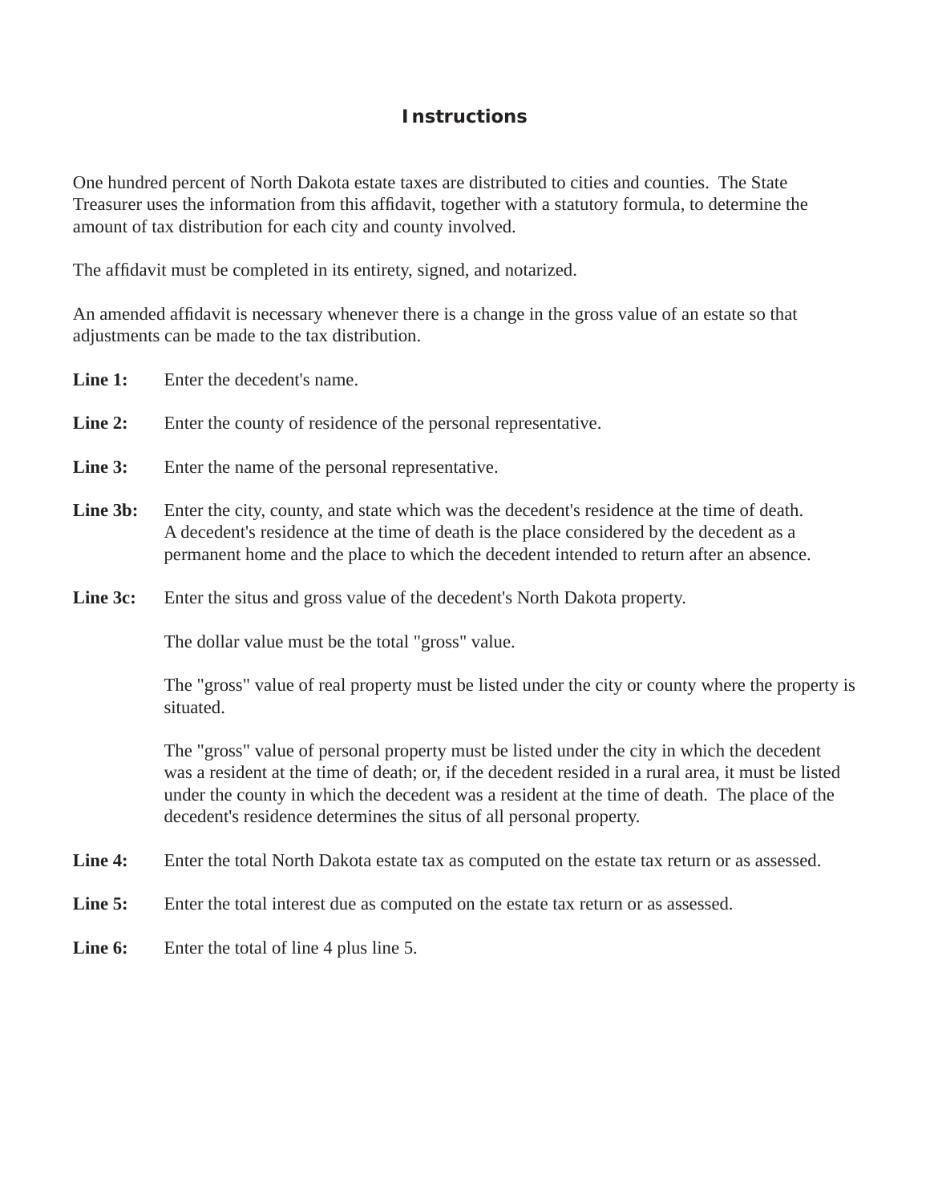## Instructions

One hundred percent of North Dakota estate taxes are distributed to cities and counties. The State Treasurer uses the information from this affidavit, together with a statutory formula, to determine the amount of tax distribution for each city and county involved.

The affidavit must be completed in its entirety, signed, and notarized.

An amended affidavit is necessary whenever there is a change in the gross value of an estate so that adjustments can be made to the tax distribution.

**Line 1:** Enter the decedent's name.

**Line 2:** Enter the county of residence of the personal representative.

**Line 3:** Enter the name of the personal representative.

**Line 3b:** Enter the city, county, and state which was the decedent's residence at the time of death. A decedent's residence at the time of death is the place considered by the decedent as a permanent home and the place to which the decedent intended to return after an absence.

**Line 3c:** Enter the situs and gross value of the decedent's North Dakota property.

The dollar value must be the total "gross" value.

The "gross" value of real property must be listed under the city or county where the property is situated.

The "gross" value of personal property must be listed under the city in which the decedent was a resident at the time of death; or, if the decedent resided in a rural area, it must be listed under the county in which the decedent was a resident at the time of death. The place of the decedent's residence determines the situs of all personal property.

**Line 4:** Enter the total North Dakota estate tax as computed on the estate tax return or as assessed.

**Line 5:** Enter the total interest due as computed on the estate tax return or as assessed.

**Line 6:** Enter the total of line 4 plus line 5.